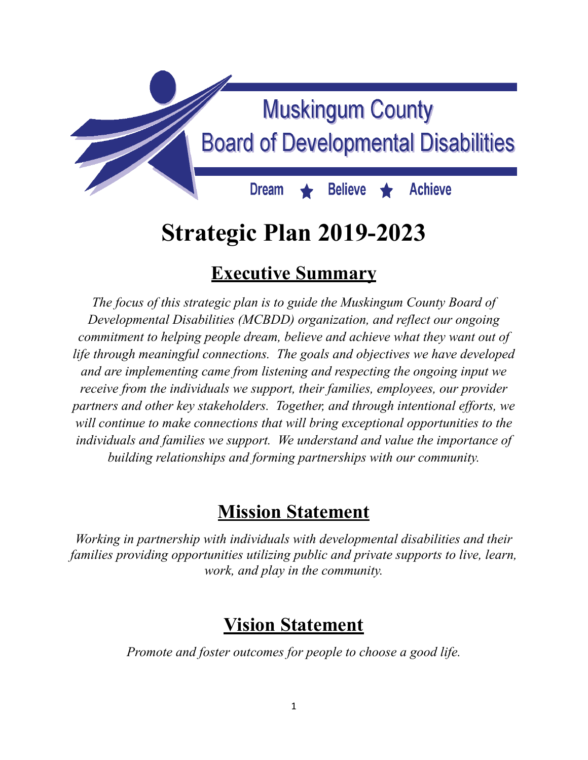Muskingum County

Board of Developmental Disabilities

Dream ★ Believe ★ Achieve

# Strategic Plan 2019-2023

## Executive Summary

*The focus of this strategic plan is to guide the Muskingum County Board of Developmental Disabilities (MCBDD) organization, and reflect our ongoing commitment to helping people dream, believe and achieve what they want out of life through meaningful connections. The goals and objectives we have developed and are implementing came from listening and respecting the ongoing input we receive from the individuals we support, their families, employees, our provider partners and other key stakeholders. Together, and through intentional efforts, we will continue to make connections that will bring exceptional opportunities to the individuals and families we support. We understand and value the importance of building relationships and forming partnerships with our community.*

## Mission Statement

*Working in partnership with individuals with developmental disabilities and their families providing opportunities utilizing public and private supports to live, learn, work, and play in the community.*

## Vision Statement

*Promote and foster outcomes for people to choose a good life.*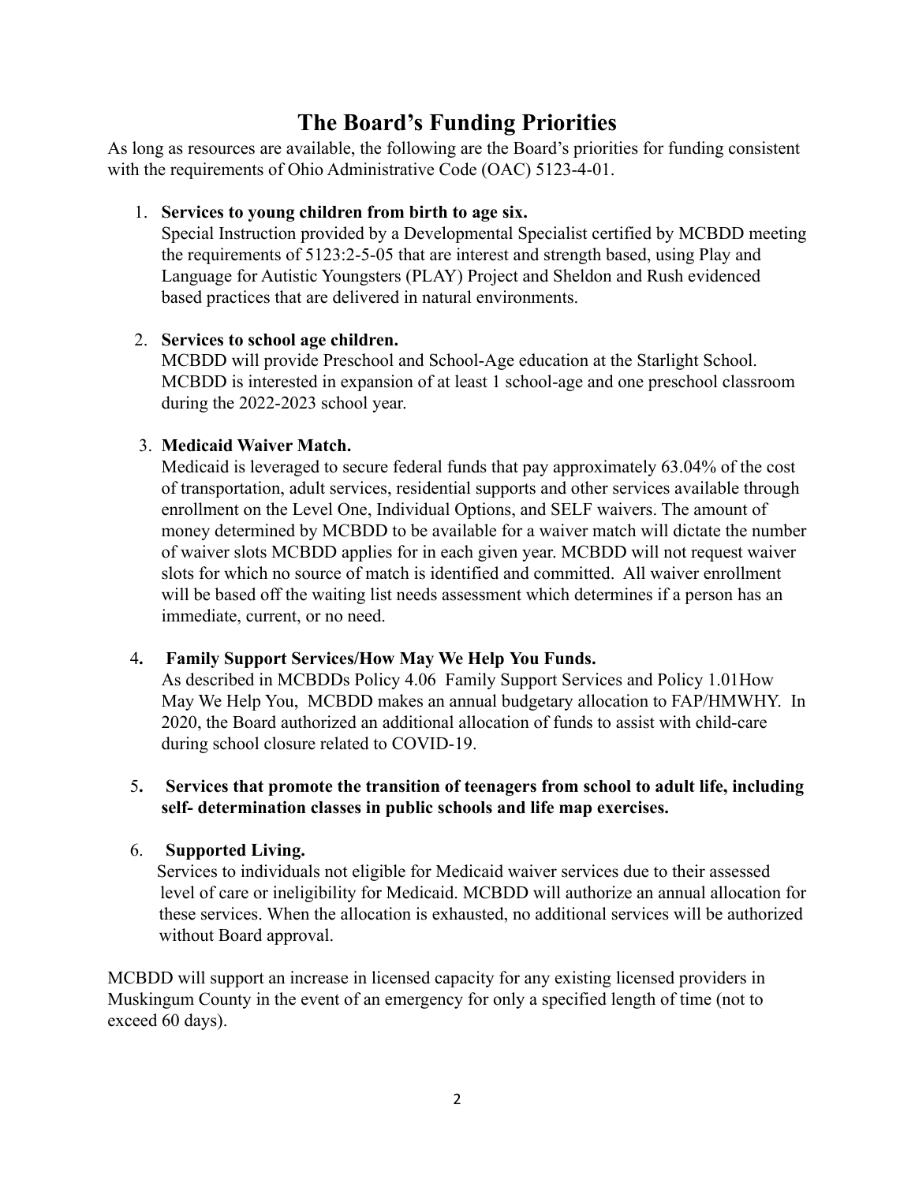# The Board's Funding Priorities

As long as resources are available, the following are the Board's priorities for funding consistent with the requirements of Ohio Administrative Code (OAC) 5123-4-01.

1. **Services to young children from birth to age six.**
   Special Instruction provided by a Developmental Specialist certified by MCBDD meeting the requirements of 5123:2-5-05 that are interest and strength based, using Play and Language for Autistic Youngsters (PLAY) Project and Sheldon and Rush evidenced based practices that are delivered in natural environments.

2. **Services to school age children.**
   MCBDD will provide Preschool and School-Age education at the Starlight School. MCBDD is interested in expansion of at least 1 school-age and one preschool classroom during the 2022-2023 school year.

3. **Medicaid Waiver Match.**
   Medicaid is leveraged to secure federal funds that pay approximately 63.04% of the cost of transportation, adult services, residential supports and other services available through enrollment on the Level One, Individual Options, and SELF waivers. The amount of money determined by MCBDD to be available for a waiver match will dictate the number of waiver slots MCBDD applies for in each given year. MCBDD will not request waiver slots for which no source of match is identified and committed. All waiver enrollment will be based off the waiting list needs assessment which determines if a person has an immediate, current, or no need.

4. **Family Support Services/How May We Help You Funds.**
   As described in MCBDDs Policy 4.06 Family Support Services and Policy 1.01How May We Help You, MCBDD makes an annual budgetary allocation to FAP/HMWHY. In 2020, the Board authorized an additional allocation of funds to assist with child-care during school closure related to COVID-19.

5. **Services that promote the transition of teenagers from school to adult life, including self- determination classes in public schools and life map exercises.**

6. **Supported Living.**
   Services to individuals not eligible for Medicaid waiver services due to their assessed level of care or ineligibility for Medicaid. MCBDD will authorize an annual allocation for these services. When the allocation is exhausted, no additional services will be authorized without Board approval.

MCBDD will support an increase in licensed capacity for any existing licensed providers in Muskingum County in the event of an emergency for only a specified length of time (not to exceed 60 days).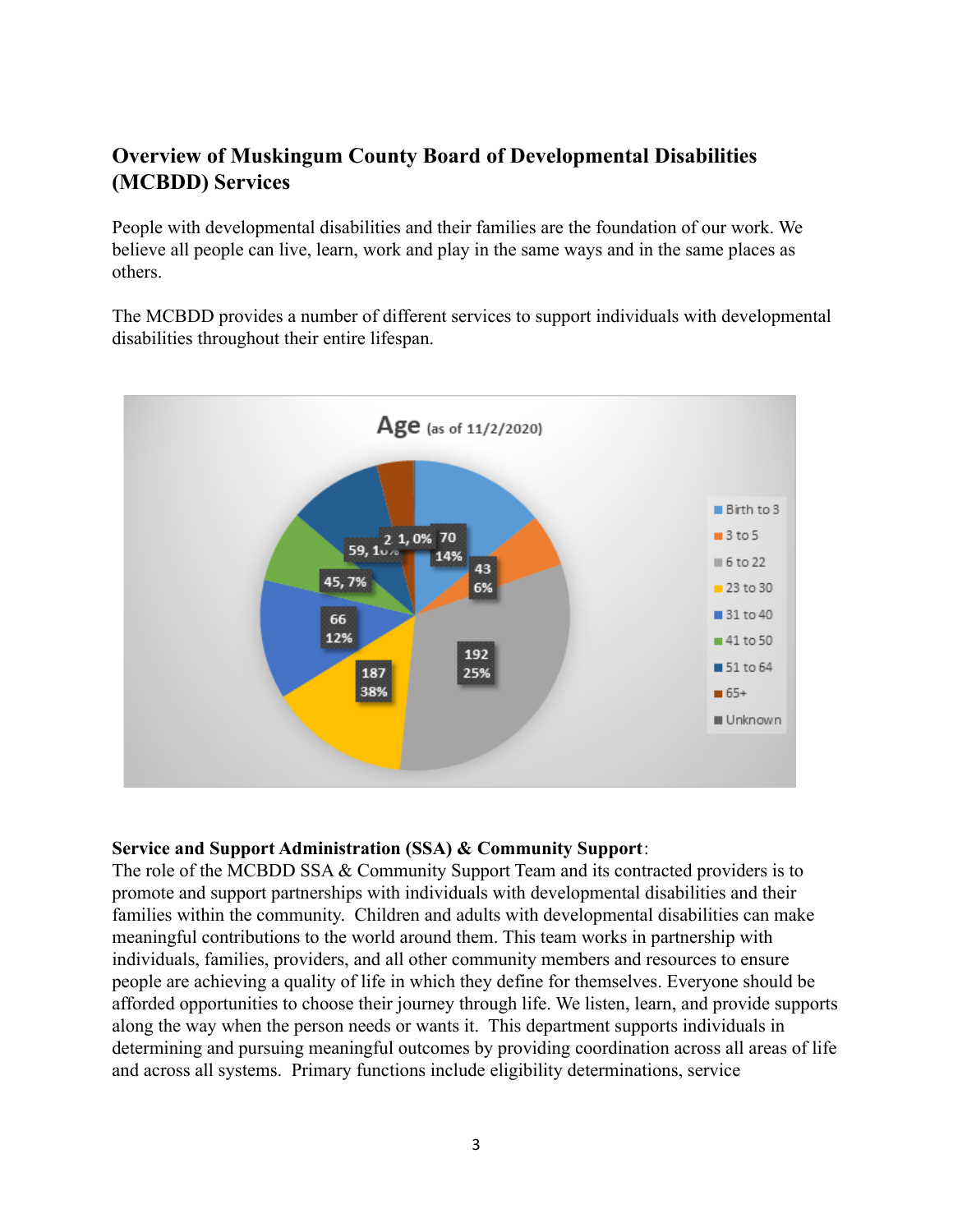## Overview of Muskingum County Board of Developmental Disabilities (MCBDD) Services

People with developmental disabilities and their families are the foundation of our work. We believe all people can live, learn, work and play in the same ways and in the same places as others.

The MCBDD provides a number of different services to support individuals with developmental disabilities throughout their entire lifespan.

**Age** (as of 11/2/2020)

| Age | Count | Percent |
|---|---|---|
| Birth to 3 | 70 | 14% |
| 3 to 5 | 43 | 6% |
| 6 to 22 | 192 | 25% |
| 23 to 30 | 187 | 38% |
| 31 to 40 | 66 | 12% |
| 41 to 50 | 45 | 7% |
| 51 to 64 | 59 | 10% |
| 65+ | 2 | |
| Unknown | 1 | 0% |

**Service and Support Administration (SSA) & Community Support**:
The role of the MCBDD SSA & Community Support Team and its contracted providers is to promote and support partnerships with individuals with developmental disabilities and their families within the community. Children and adults with developmental disabilities can make meaningful contributions to the world around them. This team works in partnership with individuals, families, providers, and all other community members and resources to ensure people are achieving a quality of life in which they define for themselves. Everyone should be afforded opportunities to choose their journey through life. We listen, learn, and provide supports along the way when the person needs or wants it. This department supports individuals in determining and pursuing meaningful outcomes by providing coordination across all areas of life and across all systems. Primary functions include eligibility determinations, service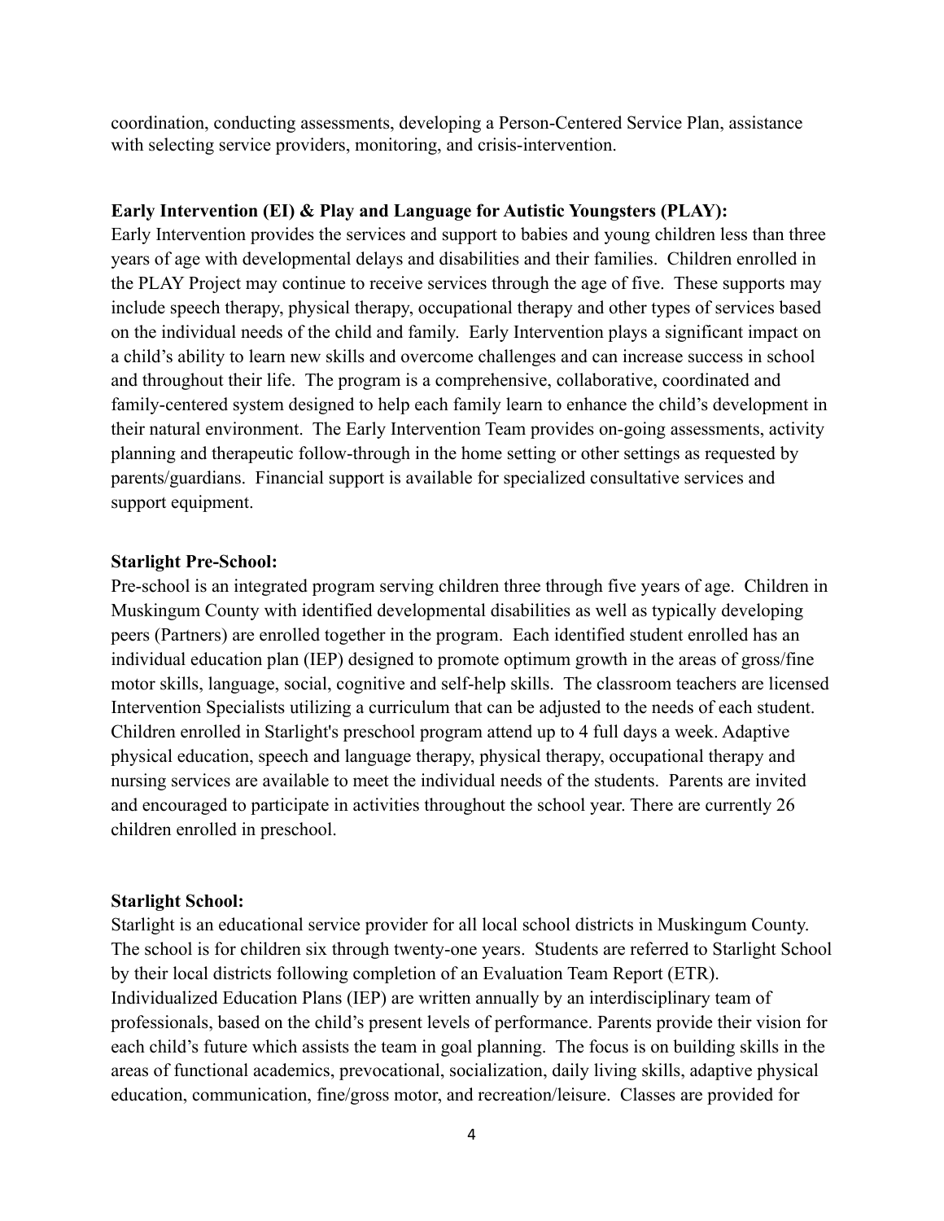coordination, conducting assessments, developing a Person-Centered Service Plan, assistance with selecting service providers, monitoring, and crisis-intervention.

**Early Intervention (EI) & Play and Language for Autistic Youngsters (PLAY):**

Early Intervention provides the services and support to babies and young children less than three years of age with developmental delays and disabilities and their families. Children enrolled in the PLAY Project may continue to receive services through the age of five. These supports may include speech therapy, physical therapy, occupational therapy and other types of services based on the individual needs of the child and family. Early Intervention plays a significant impact on a child's ability to learn new skills and overcome challenges and can increase success in school and throughout their life. The program is a comprehensive, collaborative, coordinated and family-centered system designed to help each family learn to enhance the child's development in their natural environment. The Early Intervention Team provides on-going assessments, activity planning and therapeutic follow-through in the home setting or other settings as requested by parents/guardians. Financial support is available for specialized consultative services and support equipment.

**Starlight Pre-School:**

Pre-school is an integrated program serving children three through five years of age. Children in Muskingum County with identified developmental disabilities as well as typically developing peers (Partners) are enrolled together in the program. Each identified student enrolled has an individual education plan (IEP) designed to promote optimum growth in the areas of gross/fine motor skills, language, social, cognitive and self-help skills. The classroom teachers are licensed Intervention Specialists utilizing a curriculum that can be adjusted to the needs of each student. Children enrolled in Starlight's preschool program attend up to 4 full days a week. Adaptive physical education, speech and language therapy, physical therapy, occupational therapy and nursing services are available to meet the individual needs of the students. Parents are invited and encouraged to participate in activities throughout the school year. There are currently 26 children enrolled in preschool.

**Starlight School:**

Starlight is an educational service provider for all local school districts in Muskingum County. The school is for children six through twenty-one years. Students are referred to Starlight School by their local districts following completion of an Evaluation Team Report (ETR). Individualized Education Plans (IEP) are written annually by an interdisciplinary team of professionals, based on the child's present levels of performance. Parents provide their vision for each child's future which assists the team in goal planning. The focus is on building skills in the areas of functional academics, prevocational, socialization, daily living skills, adaptive physical education, communication, fine/gross motor, and recreation/leisure. Classes are provided for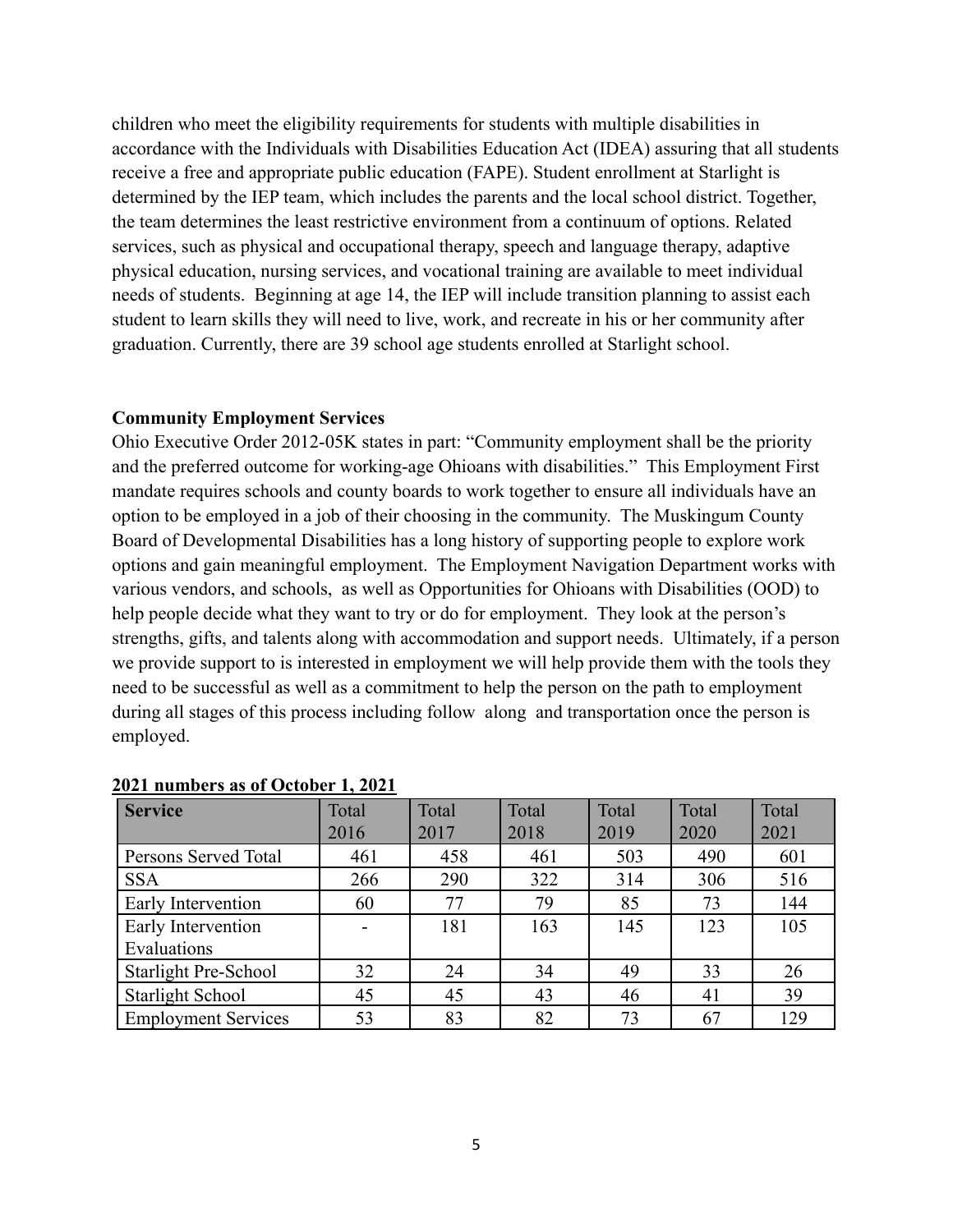children who meet the eligibility requirements for students with multiple disabilities in accordance with the Individuals with Disabilities Education Act (IDEA) assuring that all students receive a free and appropriate public education (FAPE). Student enrollment at Starlight is determined by the IEP team, which includes the parents and the local school district. Together, the team determines the least restrictive environment from a continuum of options. Related services, such as physical and occupational therapy, speech and language therapy, adaptive physical education, nursing services, and vocational training are available to meet individual needs of students. Beginning at age 14, the IEP will include transition planning to assist each student to learn skills they will need to live, work, and recreate in his or her community after graduation. Currently, there are 39 school age students enrolled at Starlight school.

**Community Employment Services**

Ohio Executive Order 2012-05K states in part: "Community employment shall be the priority and the preferred outcome for working-age Ohioans with disabilities." This Employment First mandate requires schools and county boards to work together to ensure all individuals have an option to be employed in a job of their choosing in the community. The Muskingum County Board of Developmental Disabilities has a long history of supporting people to explore work options and gain meaningful employment. The Employment Navigation Department works with various vendors, and schools, as well as Opportunities for Ohioans with Disabilities (OOD) to help people decide what they want to try or do for employment. They look at the person's strengths, gifts, and talents along with accommodation and support needs. Ultimately, if a person we provide support to is interested in employment we will help provide them with the tools they need to be successful as well as a commitment to help the person on the path to employment during all stages of this process including follow along and transportation once the person is employed.

**2021 numbers as of October 1, 2021**

| Service | Total 2016 | Total 2017 | Total 2018 | Total 2019 | Total 2020 | Total 2021 |
|---|---|---|---|---|---|---|
| Persons Served Total | 461 | 458 | 461 | 503 | 490 | 601 |
| SSA | 266 | 290 | 322 | 314 | 306 | 516 |
| Early Intervention | 60 | 77 | 79 | 85 | 73 | 144 |
| Early Intervention Evaluations | - | 181 | 163 | 145 | 123 | 105 |
| Starlight Pre-School | 32 | 24 | 34 | 49 | 33 | 26 |
| Starlight School | 45 | 45 | 43 | 46 | 41 | 39 |
| Employment Services | 53 | 83 | 82 | 73 | 67 | 129 |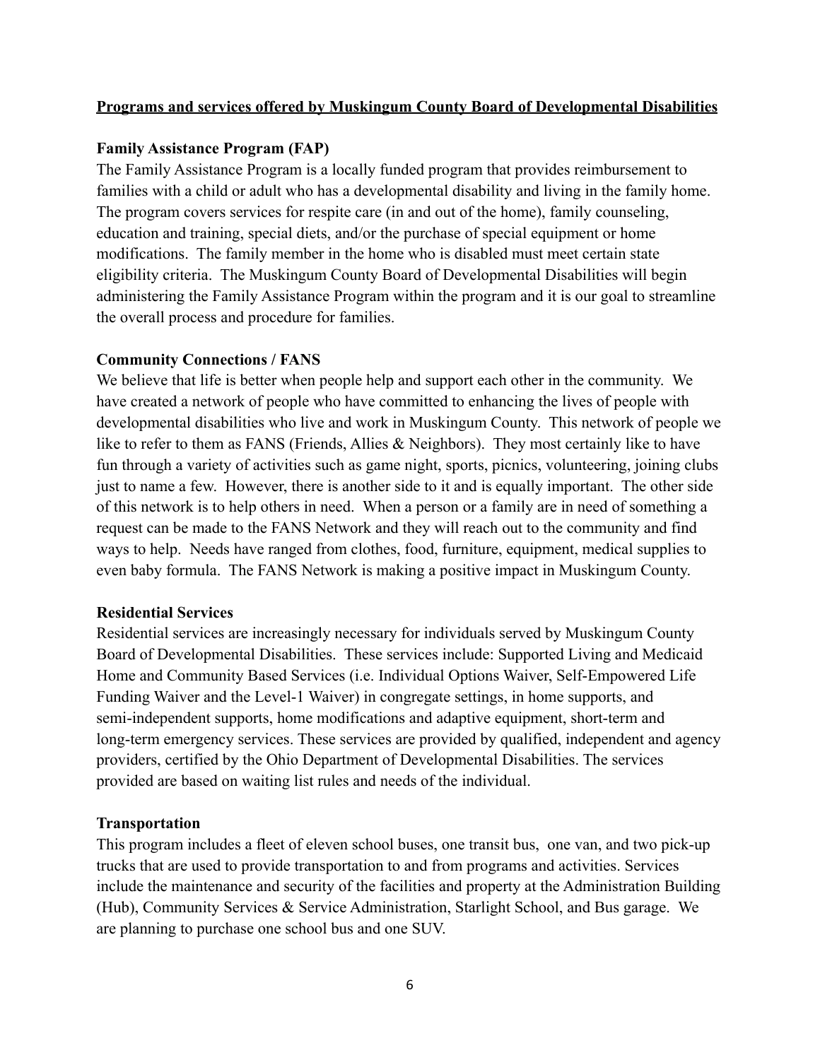**Programs and services offered by Muskingum County Board of Developmental Disabilities**

**Family Assistance Program (FAP)**

The Family Assistance Program is a locally funded program that provides reimbursement to families with a child or adult who has a developmental disability and living in the family home. The program covers services for respite care (in and out of the home), family counseling, education and training, special diets, and/or the purchase of special equipment or home modifications. The family member in the home who is disabled must meet certain state eligibility criteria. The Muskingum County Board of Developmental Disabilities will begin administering the Family Assistance Program within the program and it is our goal to streamline the overall process and procedure for families.

**Community Connections / FANS**

We believe that life is better when people help and support each other in the community. We have created a network of people who have committed to enhancing the lives of people with developmental disabilities who live and work in Muskingum County. This network of people we like to refer to them as FANS (Friends, Allies & Neighbors). They most certainly like to have fun through a variety of activities such as game night, sports, picnics, volunteering, joining clubs just to name a few. However, there is another side to it and is equally important. The other side of this network is to help others in need. When a person or a family are in need of something a request can be made to the FANS Network and they will reach out to the community and find ways to help. Needs have ranged from clothes, food, furniture, equipment, medical supplies to even baby formula. The FANS Network is making a positive impact in Muskingum County.

**Residential Services**

Residential services are increasingly necessary for individuals served by Muskingum County Board of Developmental Disabilities. These services include: Supported Living and Medicaid Home and Community Based Services (i.e. Individual Options Waiver, Self-Empowered Life Funding Waiver and the Level-1 Waiver) in congregate settings, in home supports, and semi-independent supports, home modifications and adaptive equipment, short-term and long-term emergency services. These services are provided by qualified, independent and agency providers, certified by the Ohio Department of Developmental Disabilities. The services provided are based on waiting list rules and needs of the individual.

**Transportation**

This program includes a fleet of eleven school buses, one transit bus, one van, and two pick-up trucks that are used to provide transportation to and from programs and activities. Services include the maintenance and security of the facilities and property at the Administration Building (Hub), Community Services & Service Administration, Starlight School, and Bus garage. We are planning to purchase one school bus and one SUV.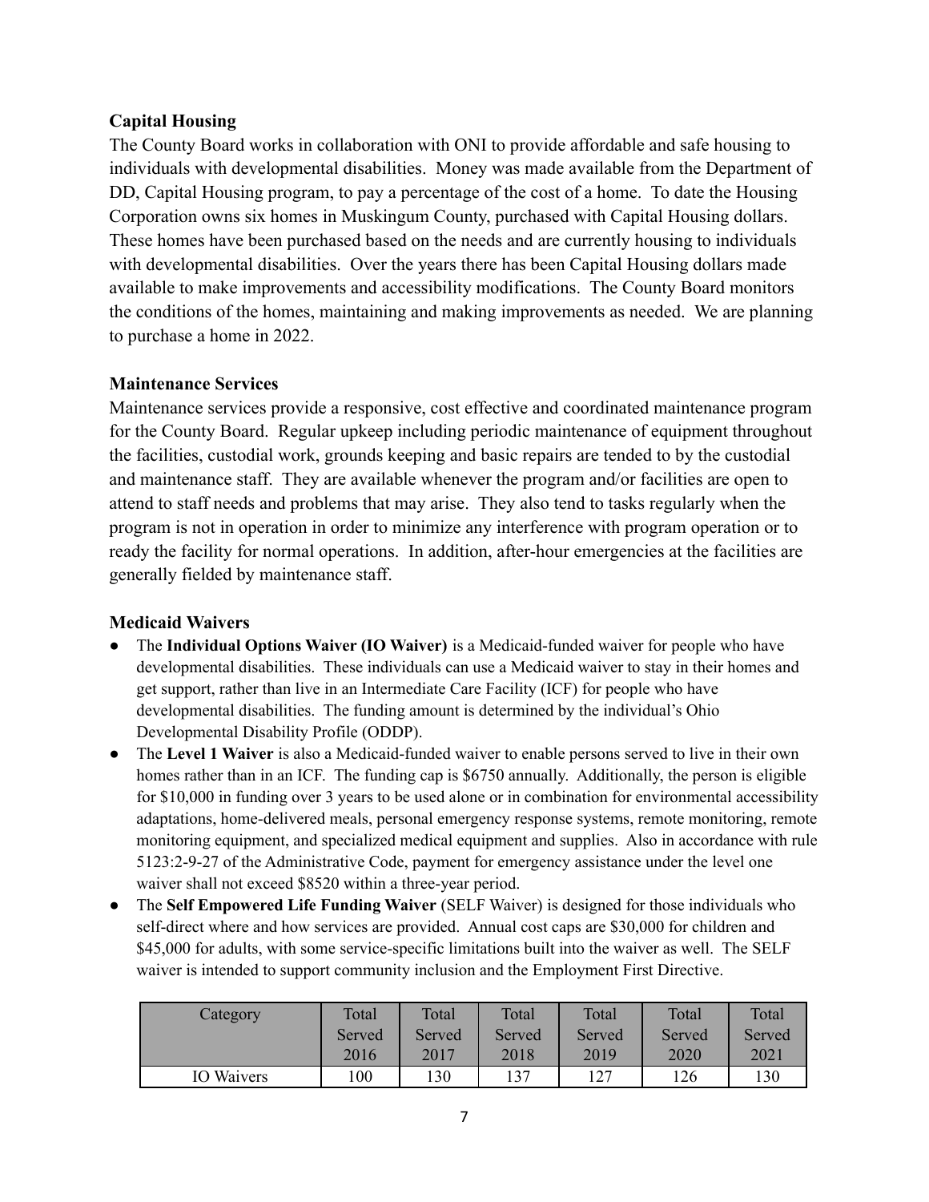**Capital Housing**

The County Board works in collaboration with ONI to provide affordable and safe housing to individuals with developmental disabilities. Money was made available from the Department of DD, Capital Housing program, to pay a percentage of the cost of a home. To date the Housing Corporation owns six homes in Muskingum County, purchased with Capital Housing dollars. These homes have been purchased based on the needs and are currently housing to individuals with developmental disabilities. Over the years there has been Capital Housing dollars made available to make improvements and accessibility modifications. The County Board monitors the conditions of the homes, maintaining and making improvements as needed. We are planning to purchase a home in 2022.

**Maintenance Services**

Maintenance services provide a responsive, cost effective and coordinated maintenance program for the County Board. Regular upkeep including periodic maintenance of equipment throughout the facilities, custodial work, grounds keeping and basic repairs are tended to by the custodial and maintenance staff. They are available whenever the program and/or facilities are open to attend to staff needs and problems that may arise. They also tend to tasks regularly when the program is not in operation in order to minimize any interference with program operation or to ready the facility for normal operations. In addition, after-hour emergencies at the facilities are generally fielded by maintenance staff.

**Medicaid Waivers**

- The **Individual Options Waiver (IO Waiver)** is a Medicaid-funded waiver for people who have developmental disabilities. These individuals can use a Medicaid waiver to stay in their homes and get support, rather than live in an Intermediate Care Facility (ICF) for people who have developmental disabilities. The funding amount is determined by the individual's Ohio Developmental Disability Profile (ODDP).
- The **Level 1 Waiver** is also a Medicaid-funded waiver to enable persons served to live in their own homes rather than in an ICF. The funding cap is $6750 annually. Additionally, the person is eligible for $10,000 in funding over 3 years to be used alone or in combination for environmental accessibility adaptations, home-delivered meals, personal emergency response systems, remote monitoring, remote monitoring equipment, and specialized medical equipment and supplies. Also in accordance with rule 5123:2-9-27 of the Administrative Code, payment for emergency assistance under the level one waiver shall not exceed $8520 within a three-year period.
- The **Self Empowered Life Funding Waiver** (SELF Waiver) is designed for those individuals who self-direct where and how services are provided. Annual cost caps are $30,000 for children and $45,000 for adults, with some service-specific limitations built into the waiver as well. The SELF waiver is intended to support community inclusion and the Employment First Directive.

| Category | Total Served 2016 | Total Served 2017 | Total Served 2018 | Total Served 2019 | Total Served 2020 | Total Served 2021 |
|---|---|---|---|---|---|---|
| IO Waivers | 100 | 130 | 137 | 127 | 126 | 130 |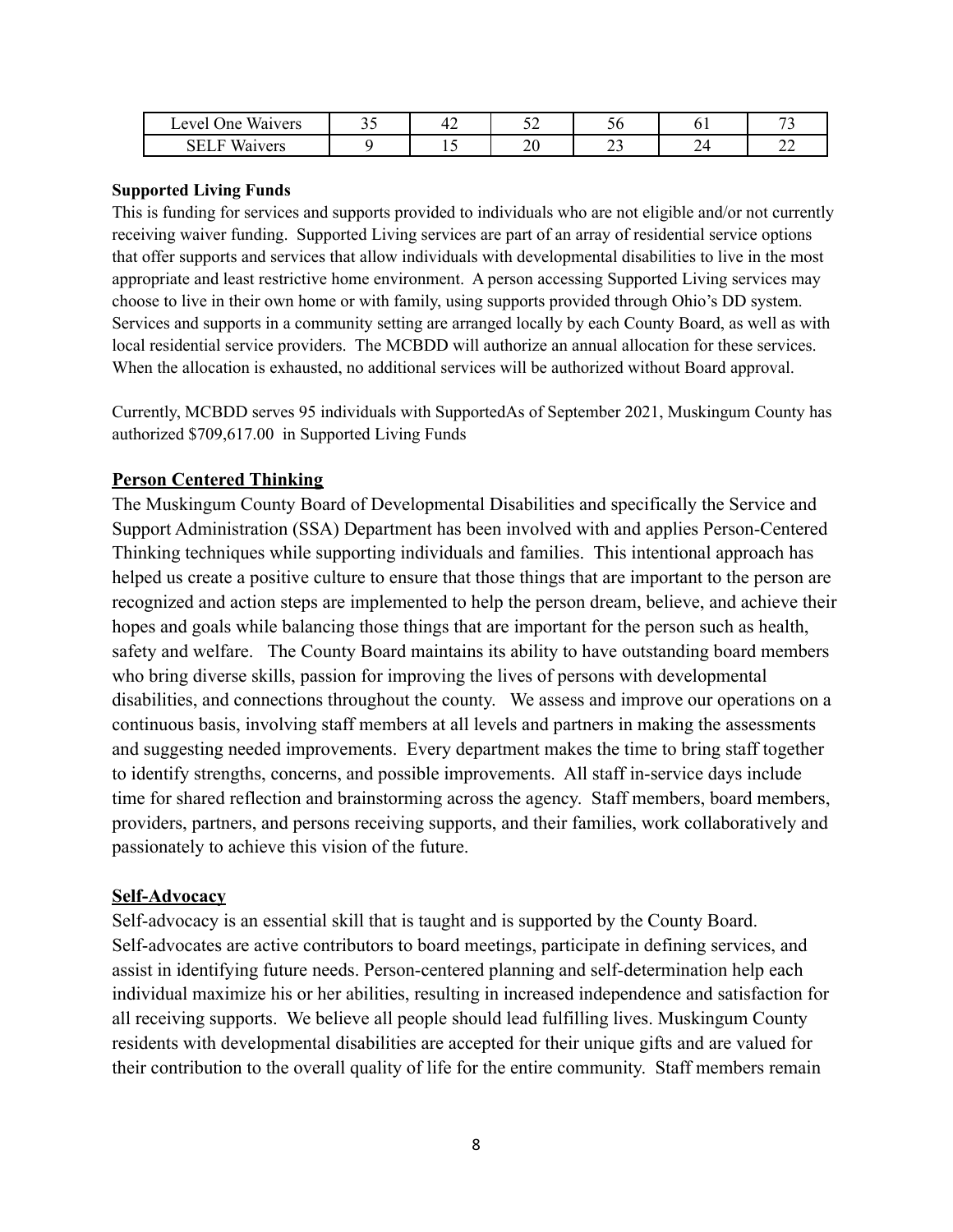| Level One Waivers | 35 | 42 | 52 | 56 | 61 | 73 |
|---|---|---|---|---|---|---|
| SELF Waivers | 9 | 15 | 20 | 23 | 24 | 22 |

**Supported Living Funds**

This is funding for services and supports provided to individuals who are not eligible and/or not currently receiving waiver funding. Supported Living services are part of an array of residential service options that offer supports and services that allow individuals with developmental disabilities to live in the most appropriate and least restrictive home environment. A person accessing Supported Living services may choose to live in their own home or with family, using supports provided through Ohio's DD system. Services and supports in a community setting are arranged locally by each County Board, as well as with local residential service providers. The MCBDD will authorize an annual allocation for these services. When the allocation is exhausted, no additional services will be authorized without Board approval.

Currently, MCBDD serves 95 individuals with SupportedAs of September 2021, Muskingum County has authorized $709,617.00 in Supported Living Funds

## Person Centered Thinking

The Muskingum County Board of Developmental Disabilities and specifically the Service and Support Administration (SSA) Department has been involved with and applies Person-Centered Thinking techniques while supporting individuals and families. This intentional approach has helped us create a positive culture to ensure that those things that are important to the person are recognized and action steps are implemented to help the person dream, believe, and achieve their hopes and goals while balancing those things that are important for the person such as health, safety and welfare. The County Board maintains its ability to have outstanding board members who bring diverse skills, passion for improving the lives of persons with developmental disabilities, and connections throughout the county. We assess and improve our operations on a continuous basis, involving staff members at all levels and partners in making the assessments and suggesting needed improvements. Every department makes the time to bring staff together to identify strengths, concerns, and possible improvements. All staff in-service days include time for shared reflection and brainstorming across the agency. Staff members, board members, providers, partners, and persons receiving supports, and their families, work collaboratively and passionately to achieve this vision of the future.

## Self-Advocacy

Self-advocacy is an essential skill that is taught and is supported by the County Board. Self-advocates are active contributors to board meetings, participate in defining services, and assist in identifying future needs. Person-centered planning and self-determination help each individual maximize his or her abilities, resulting in increased independence and satisfaction for all receiving supports. We believe all people should lead fulfilling lives. Muskingum County residents with developmental disabilities are accepted for their unique gifts and are valued for their contribution to the overall quality of life for the entire community. Staff members remain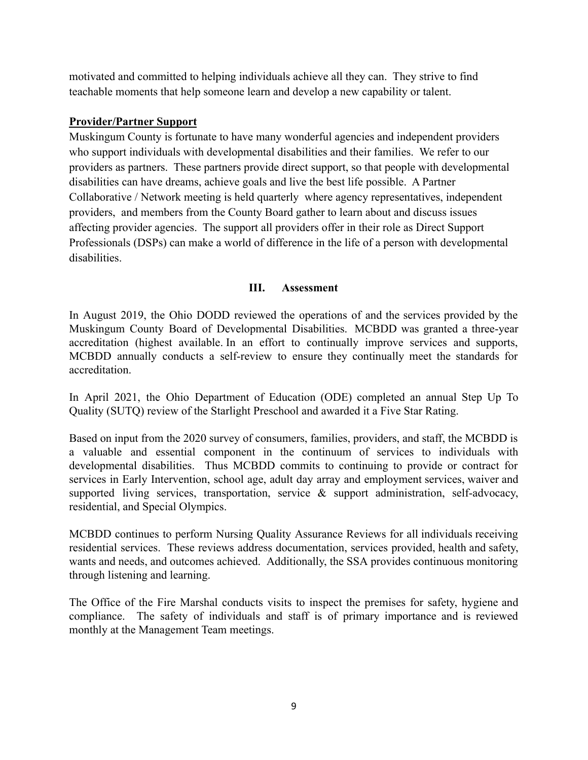motivated and committed to helping individuals achieve all they can. They strive to find teachable moments that help someone learn and develop a new capability or talent.

**Provider/Partner Support**

Muskingum County is fortunate to have many wonderful agencies and independent providers who support individuals with developmental disabilities and their families. We refer to our providers as partners. These partners provide direct support, so that people with developmental disabilities can have dreams, achieve goals and live the best life possible. A Partner Collaborative / Network meeting is held quarterly where agency representatives, independent providers, and members from the County Board gather to learn about and discuss issues affecting provider agencies. The support all providers offer in their role as Direct Support Professionals (DSPs) can make a world of difference in the life of a person with developmental disabilities.

## III. Assessment

In August 2019, the Ohio DODD reviewed the operations of and the services provided by the Muskingum County Board of Developmental Disabilities. MCBDD was granted a three-year accreditation (highest available. In an effort to continually improve services and supports, MCBDD annually conducts a self-review to ensure they continually meet the standards for accreditation.

In April 2021, the Ohio Department of Education (ODE) completed an annual Step Up To Quality (SUTQ) review of the Starlight Preschool and awarded it a Five Star Rating.

Based on input from the 2020 survey of consumers, families, providers, and staff, the MCBDD is a valuable and essential component in the continuum of services to individuals with developmental disabilities. Thus MCBDD commits to continuing to provide or contract for services in Early Intervention, school age, adult day array and employment services, waiver and supported living services, transportation, service & support administration, self-advocacy, residential, and Special Olympics.

MCBDD continues to perform Nursing Quality Assurance Reviews for all individuals receiving residential services. These reviews address documentation, services provided, health and safety, wants and needs, and outcomes achieved. Additionally, the SSA provides continuous monitoring through listening and learning.

The Office of the Fire Marshal conducts visits to inspect the premises for safety, hygiene and compliance. The safety of individuals and staff is of primary importance and is reviewed monthly at the Management Team meetings.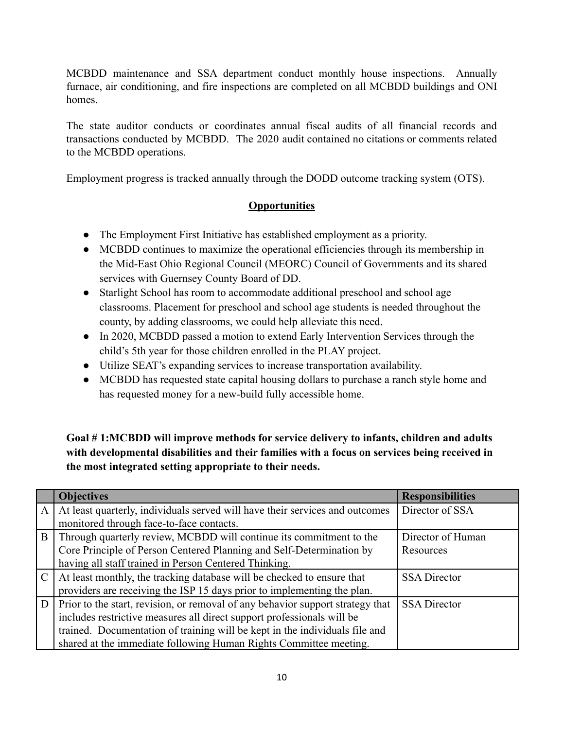MCBDD maintenance and SSA department conduct monthly house inspections. Annually furnace, air conditioning, and fire inspections are completed on all MCBDD buildings and ONI homes.

The state auditor conducts or coordinates annual fiscal audits of all financial records and transactions conducted by MCBDD. The 2020 audit contained no citations or comments related to the MCBDD operations.

Employment progress is tracked annually through the DODD outcome tracking system (OTS).

## Opportunities

- The Employment First Initiative has established employment as a priority.
- MCBDD continues to maximize the operational efficiencies through its membership in the Mid-East Ohio Regional Council (MEORC) Council of Governments and its shared services with Guernsey County Board of DD.
- Starlight School has room to accommodate additional preschool and school age classrooms. Placement for preschool and school age students is needed throughout the county, by adding classrooms, we could help alleviate this need.
- In 2020, MCBDD passed a motion to extend Early Intervention Services through the child's 5th year for those children enrolled in the PLAY project.
- Utilize SEAT's expanding services to increase transportation availability.
- MCBDD has requested state capital housing dollars to purchase a ranch style home and has requested money for a new-build fully accessible home.

**Goal # 1:MCBDD will improve methods for service delivery to infants, children and adults with developmental disabilities and their families with a focus on services being received in the most integrated setting appropriate to their needs.**

| | Objectives | Responsibilities |
|---|---|---|
| A | At least quarterly, individuals served will have their services and outcomes monitored through face-to-face contacts. | Director of SSA |
| B | Through quarterly review, MCBDD will continue its commitment to the Core Principle of Person Centered Planning and Self-Determination by having all staff trained in Person Centered Thinking. | Director of Human Resources |
| C | At least monthly, the tracking database will be checked to ensure that providers are receiving the ISP 15 days prior to implementing the plan. | SSA Director |
| D | Prior to the start, revision, or removal of any behavior support strategy that includes restrictive measures all direct support professionals will be trained. Documentation of training will be kept in the individuals file and shared at the immediate following Human Rights Committee meeting. | SSA Director |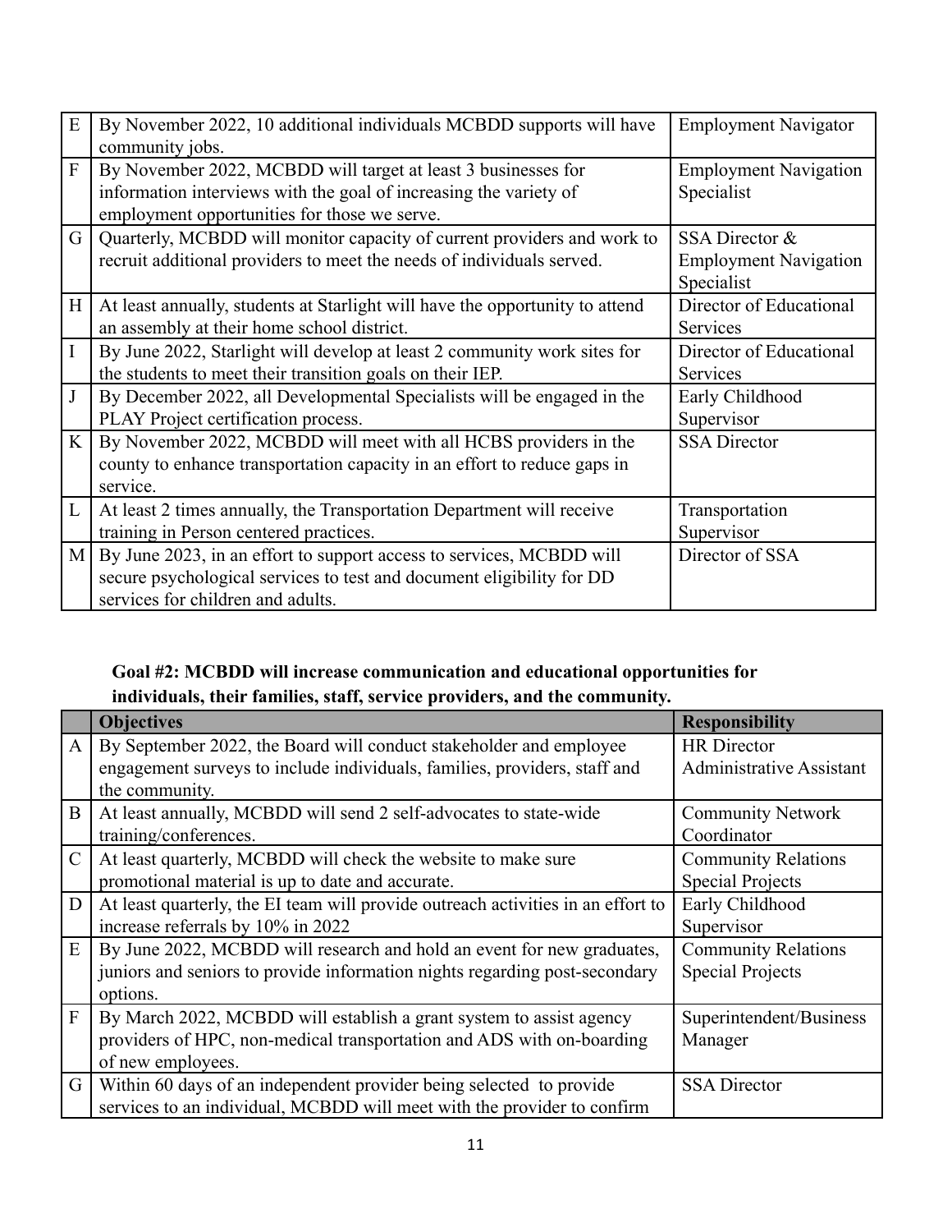| | | |
|---|---|---|
| E | By November 2022, 10 additional individuals MCBDD supports will have community jobs. | Employment Navigator |
| F | By November 2022, MCBDD will target at least 3 businesses for information interviews with the goal of increasing the variety of employment opportunities for those we serve. | Employment Navigation Specialist |
| G | Quarterly, MCBDD will monitor capacity of current providers and work to recruit additional providers to meet the needs of individuals served. | SSA Director & Employment Navigation Specialist |
| H | At least annually, students at Starlight will have the opportunity to attend an assembly at their home school district. | Director of Educational Services |
| I | By June 2022, Starlight will develop at least 2 community work sites for the students to meet their transition goals on their IEP. | Director of Educational Services |
| J | By December 2022, all Developmental Specialists will be engaged in the PLAY Project certification process. | Early Childhood Supervisor |
| K | By November 2022, MCBDD will meet with all HCBS providers in the county to enhance transportation capacity in an effort to reduce gaps in service. | SSA Director |
| L | At least 2 times annually, the Transportation Department will receive training in Person centered practices. | Transportation Supervisor |
| M | By June 2023, in an effort to support access to services, MCBDD will secure psychological services to test and document eligibility for DD services for children and adults. | Director of SSA |

**Goal #2: MCBDD will increase communication and educational opportunities for individuals, their families, staff, service providers, and the community.**

| | Objectives | Responsibility |
|---|---|---|
| A | By September 2022, the Board will conduct stakeholder and employee engagement surveys to include individuals, families, providers, staff and the community. | HR Director Administrative Assistant |
| B | At least annually, MCBDD will send 2 self-advocates to state-wide training/conferences. | Community Network Coordinator |
| C | At least quarterly, MCBDD will check the website to make sure promotional material is up to date and accurate. | Community Relations Special Projects |
| D | At least quarterly, the EI team will provide outreach activities in an effort to increase referrals by 10% in 2022 | Early Childhood Supervisor |
| E | By June 2022, MCBDD will research and hold an event for new graduates, juniors and seniors to provide information nights regarding post-secondary options. | Community Relations Special Projects |
| F | By March 2022, MCBDD will establish a grant system to assist agency providers of HPC, non-medical transportation and ADS with on-boarding of new employees. | Superintendent/Business Manager |
| G | Within 60 days of an independent provider being selected to provide services to an individual, MCBDD will meet with the provider to confirm | SSA Director |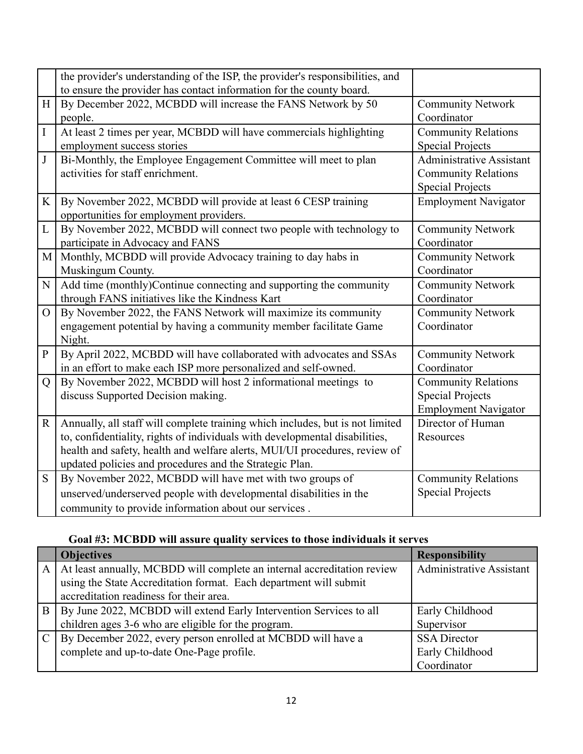| | | |
|---|---|---|
| | the provider's understanding of the ISP, the provider's responsibilities, and to ensure the provider has contact information for the county board. | |
| H | By December 2022, MCBDD will increase the FANS Network by 50 people. | Community Network Coordinator |
| I | At least 2 times per year, MCBDD will have commercials highlighting employment success stories | Community Relations Special Projects |
| J | Bi-Monthly, the Employee Engagement Committee will meet to plan activities for staff enrichment. | Administrative Assistant Community Relations Special Projects |
| K | By November 2022, MCBDD will provide at least 6 CESP training opportunities for employment providers. | Employment Navigator |
| L | By November 2022, MCBDD will connect two people with technology to participate in Advocacy and FANS | Community Network Coordinator |
| M | Monthly, MCBDD will provide Advocacy training to day habs in Muskingum County. | Community Network Coordinator |
| N | Add time (monthly)Continue connecting and supporting the community through FANS initiatives like the Kindness Kart | Community Network Coordinator |
| O | By November 2022, the FANS Network will maximize its community engagement potential by having a community member facilitate Game Night. | Community Network Coordinator |
| P | By April 2022, MCBDD will have collaborated with advocates and SSAs in an effort to make each ISP more personalized and self-owned. | Community Network Coordinator |
| Q | By November 2022, MCBDD will host 2 informational meetings to discuss Supported Decision making. | Community Relations Special Projects Employment Navigator |
| R | Annually, all staff will complete training which includes, but is not limited to, confidentiality, rights of individuals with developmental disabilities, health and safety, health and welfare alerts, MUI/UI procedures, review of updated policies and procedures and the Strategic Plan. | Director of Human Resources |
| S | By November 2022, MCBDD will have met with two groups of unserved/underserved people with developmental disabilities in the community to provide information about our services . | Community Relations Special Projects |

**Goal #3: MCBDD will assure quality services to those individuals it serves**

| | Objectives | Responsibility |
|---|---|---|
| A | At least annually, MCBDD will complete an internal accreditation review using the State Accreditation format. Each department will submit accreditation readiness for their area. | Administrative Assistant |
| B | By June 2022, MCBDD will extend Early Intervention Services to all children ages 3-6 who are eligible for the program. | Early Childhood Supervisor |
| C | By December 2022, every person enrolled at MCBDD will have a complete and up-to-date One-Page profile. | SSA Director Early Childhood Coordinator |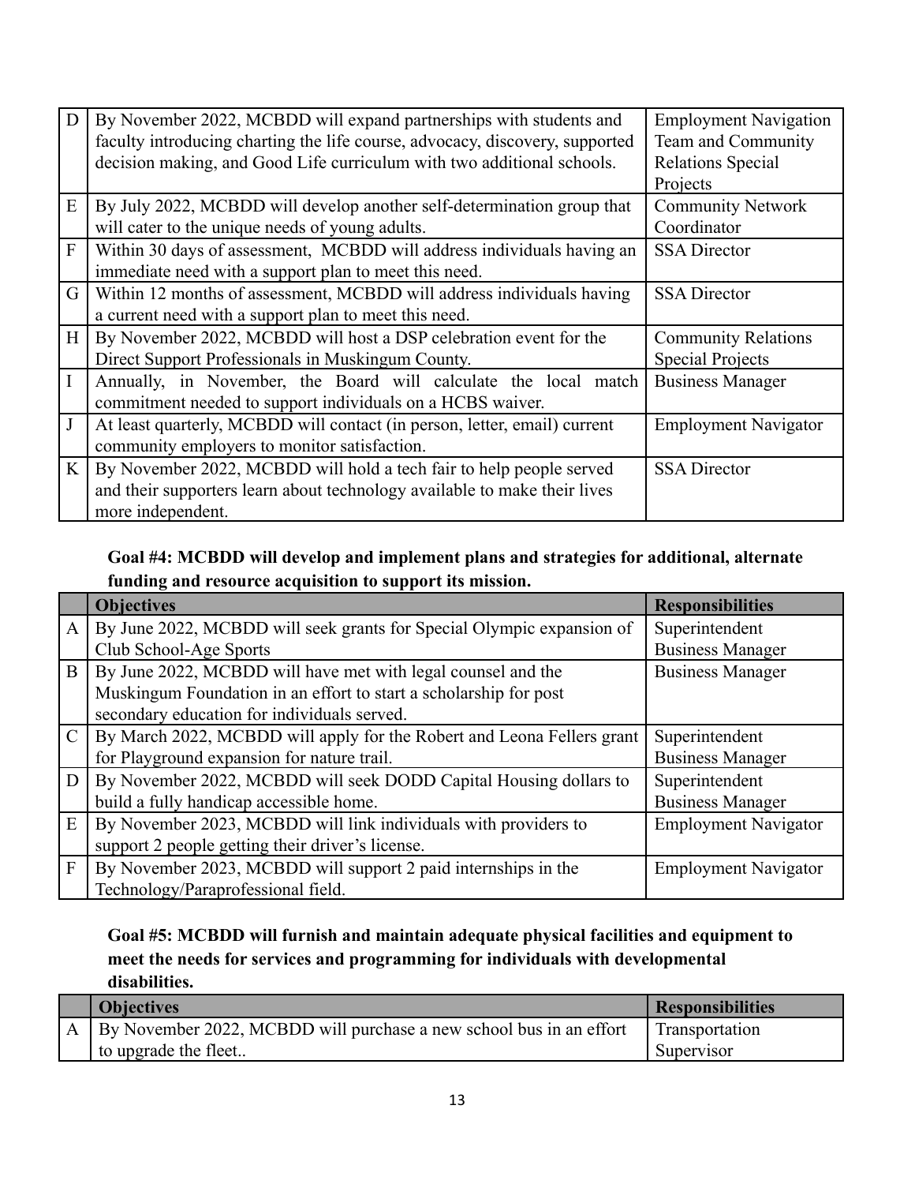| | | |
|---|---|---|
| D | By November 2022, MCBDD will expand partnerships with students and faculty introducing charting the life course, advocacy, discovery, supported decision making, and Good Life curriculum with two additional schools. | Employment Navigation Team and Community Relations Special Projects |
| E | By July 2022, MCBDD will develop another self-determination group that will cater to the unique needs of young adults. | Community Network Coordinator |
| F | Within 30 days of assessment, MCBDD will address individuals having an immediate need with a support plan to meet this need. | SSA Director |
| G | Within 12 months of assessment, MCBDD will address individuals having a current need with a support plan to meet this need. | SSA Director |
| H | By November 2022, MCBDD will host a DSP celebration event for the Direct Support Professionals in Muskingum County. | Community Relations Special Projects |
| I | Annually, in November, the Board will calculate the local match commitment needed to support individuals on a HCBS waiver. | Business Manager |
| J | At least quarterly, MCBDD will contact (in person, letter, email) current community employers to monitor satisfaction. | Employment Navigator |
| K | By November 2022, MCBDD will hold a tech fair to help people served and their supporters learn about technology available to make their lives more independent. | SSA Director |

**Goal #4: MCBDD will develop and implement plans and strategies for additional, alternate funding and resource acquisition to support its mission.**

| | Objectives | Responsibilities |
|---|---|---|
| A | By June 2022, MCBDD will seek grants for Special Olympic expansion of Club School-Age Sports | Superintendent Business Manager |
| B | By June 2022, MCBDD will have met with legal counsel and the Muskingum Foundation in an effort to start a scholarship for post secondary education for individuals served. | Business Manager |
| C | By March 2022, MCBDD will apply for the Robert and Leona Fellers grant for Playground expansion for nature trail. | Superintendent Business Manager |
| D | By November 2022, MCBDD will seek DODD Capital Housing dollars to build a fully handicap accessible home. | Superintendent Business Manager |
| E | By November 2023, MCBDD will link individuals with providers to support 2 people getting their driver's license. | Employment Navigator |
| F | By November 2023, MCBDD will support 2 paid internships in the Technology/Paraprofessional field. | Employment Navigator |

**Goal #5: MCBDD will furnish and maintain adequate physical facilities and equipment to meet the needs for services and programming for individuals with developmental disabilities.**

| | Objectives | Responsibilities |
|---|---|---|
| A | By November 2022, MCBDD will purchase a new school bus in an effort to upgrade the fleet.. | Transportation Supervisor |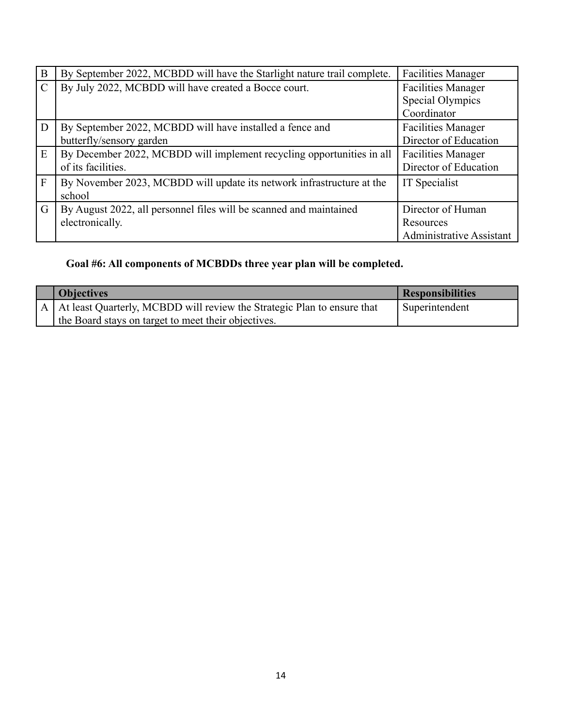| | | |
|---|---|---|
| B | By September 2022, MCBDD will have the Starlight nature trail complete. | Facilities Manager |
| C | By July 2022, MCBDD will have created a Bocce court. | Facilities Manager<br>Special Olympics Coordinator |
| D | By September 2022, MCBDD will have installed a fence and butterfly/sensory garden | Facilities Manager<br>Director of Education |
| E | By December 2022, MCBDD will implement recycling opportunities in all of its facilities. | Facilities Manager<br>Director of Education |
| F | By November 2023, MCBDD will update its network infrastructure at the school | IT Specialist |
| G | By August 2022, all personnel files will be scanned and maintained electronically. | Director of Human Resources<br>Administrative Assistant |

**Goal #6: All components of MCBDDs three year plan will be completed.**

| | Objectives | Responsibilities |
|---|---|---|
| A | At least Quarterly, MCBDD will review the Strategic Plan to ensure that the Board stays on target to meet their objectives. | Superintendent |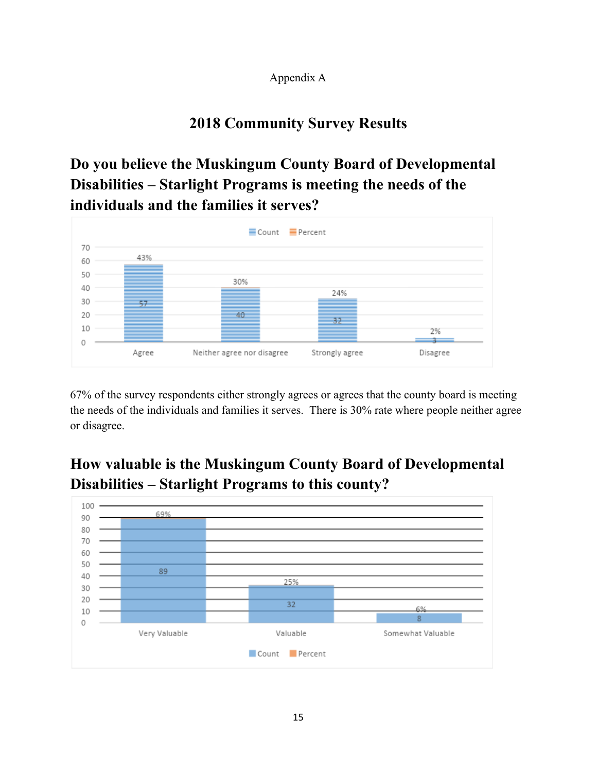Appendix A

## 2018 Community Survey Results

## Do you believe the Muskingum County Board of Developmental Disabilities – Starlight Programs is meeting the needs of the individuals and the families it serves?

| Response | Count | Percent |
|---|---|---|
| Agree | 57 | 43% |
| Neither agree nor disagree | 40 | 30% |
| Strongly agree | 32 | 24% |
| Disagree | 3 | 2% |

67% of the survey respondents either strongly agrees or agrees that the county board is meeting the needs of the individuals and families it serves. There is 30% rate where people neither agree or disagree.

## How valuable is the Muskingum County Board of Developmental Disabilities – Starlight Programs to this county?

| Response | Count | Percent |
|---|---|---|
| Very Valuable | 89 | 69% |
| Valuable | 32 | 25% |
| Somewhat Valuable | 8 | 6% |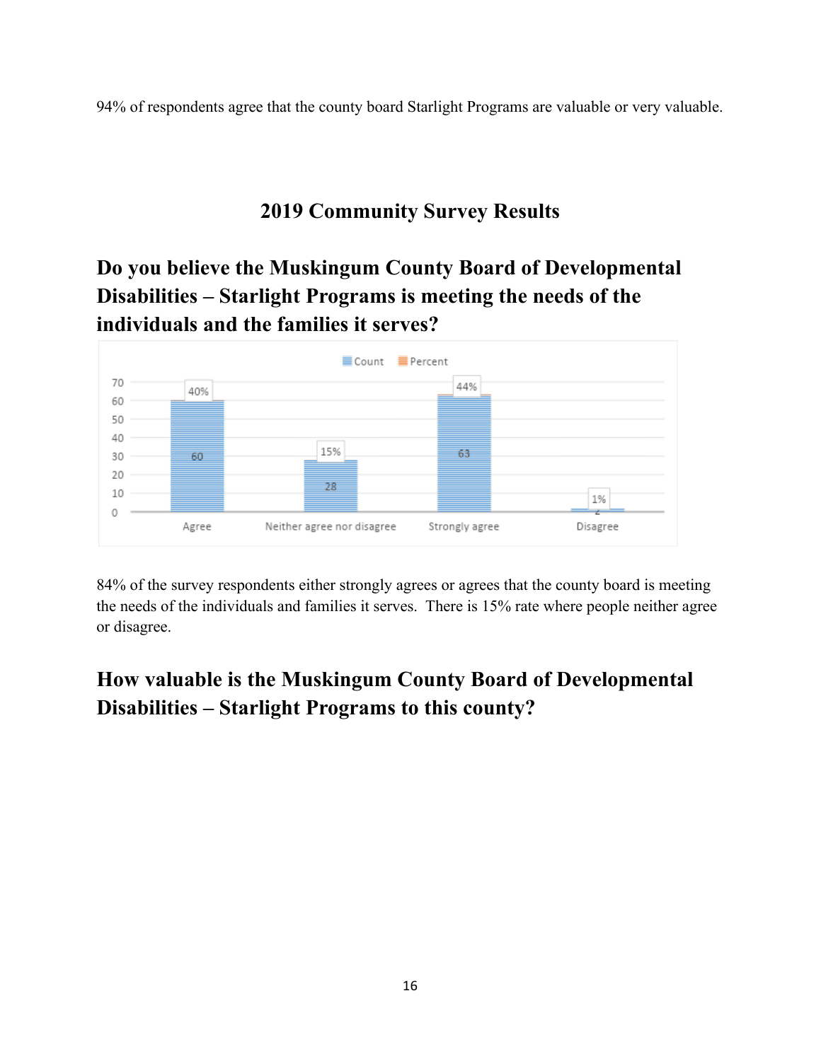94% of respondents agree that the county board Starlight Programs are valuable or very valuable.

## 2019 Community Survey Results

## Do you believe the Muskingum County Board of Developmental Disabilities – Starlight Programs is meeting the needs of the individuals and the families it serves?

| Response | Count | Percent |
|---|---|---|
| Agree | 60 | 40% |
| Neither agree nor disagree | 28 | 15% |
| Strongly agree | 63 | 44% |
| Disagree | 2 | 1% |

84% of the survey respondents either strongly agrees or agrees that the county board is meeting the needs of the individuals and families it serves. There is 15% rate where people neither agree or disagree.

## How valuable is the Muskingum County Board of Developmental Disabilities – Starlight Programs to this county?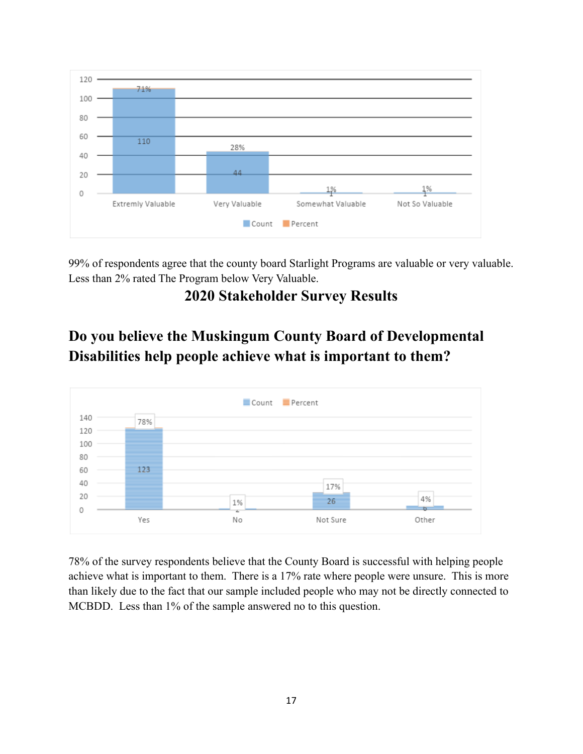| | Extremly Valuable | Very Valuable | Somewhat Valuable | Not So Valuable |
|---|---|---|---|---|
| Count | 110 | 44 | 1 | 1 |
| Percent | 71% | 28% | 1% | 1% |

99% of respondents agree that the county board Starlight Programs are valuable or very valuable. Less than 2% rated The Program below Very Valuable.

## 2020 Stakeholder Survey Results

## Do you believe the Muskingum County Board of Developmental Disabilities help people achieve what is important to them?

| | Yes | No | Not Sure | Other |
|---|---|---|---|---|
| Count | 123 | 2 | 26 | 6 |
| Percent | 78% | 1% | 17% | 4% |

78% of the survey respondents believe that the County Board is successful with helping people achieve what is important to them. There is a 17% rate where people were unsure. This is more than likely due to the fact that our sample included people who may not be directly connected to MCBDD. Less than 1% of the sample answered no to this question.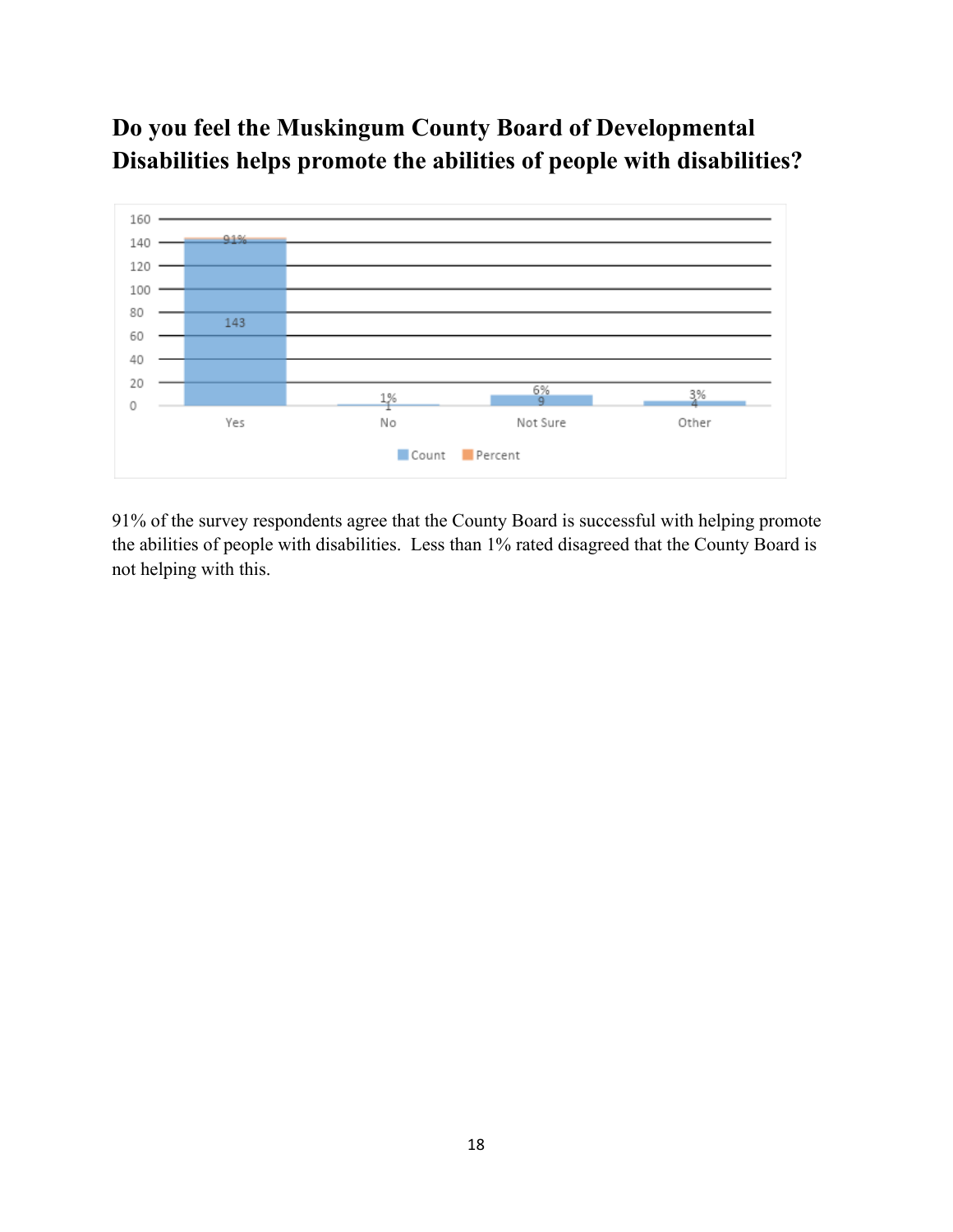## Do you feel the Muskingum County Board of Developmental Disabilities helps promote the abilities of people with disabilities?

| | Count | Percent |
|---|---|---|
| Yes | 143 | 91% |
| No | 1 | 1% |
| Not Sure | 9 | 6% |
| Other | 4 | 3% |

91% of the survey respondents agree that the County Board is successful with helping promote the abilities of people with disabilities. Less than 1% rated disagreed that the County Board is not helping with this.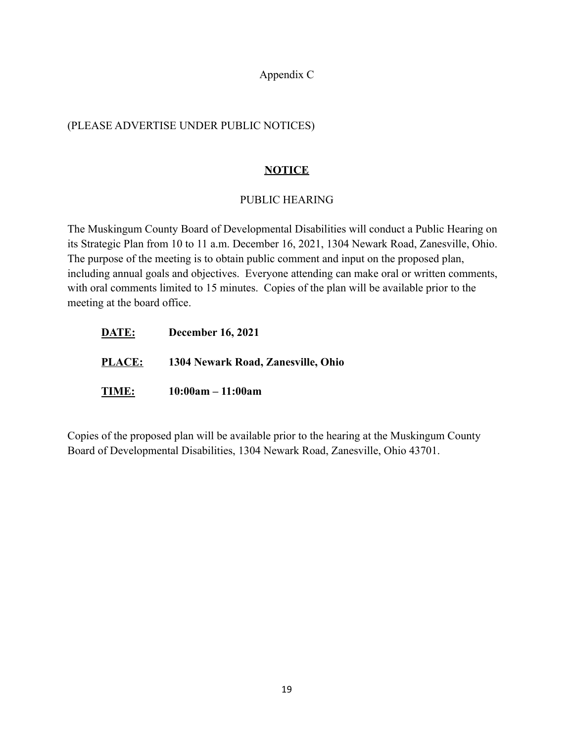Appendix C

(PLEASE ADVERTISE UNDER PUBLIC NOTICES)

# NOTICE

## PUBLIC HEARING

The Muskingum County Board of Developmental Disabilities will conduct a Public Hearing on its Strategic Plan from 10 to 11 a.m. December 16, 2021, 1304 Newark Road, Zanesville, Ohio. The purpose of the meeting is to obtain public comment and input on the proposed plan, including annual goals and objectives. Everyone attending can make oral or written comments, with oral comments limited to 15 minutes. Copies of the plan will be available prior to the meeting at the board office.

**DATE:** **December 16, 2021**

**PLACE:** **1304 Newark Road, Zanesville, Ohio**

**TIME:** **10:00am – 11:00am**

Copies of the proposed plan will be available prior to the hearing at the Muskingum County Board of Developmental Disabilities, 1304 Newark Road, Zanesville, Ohio 43701.